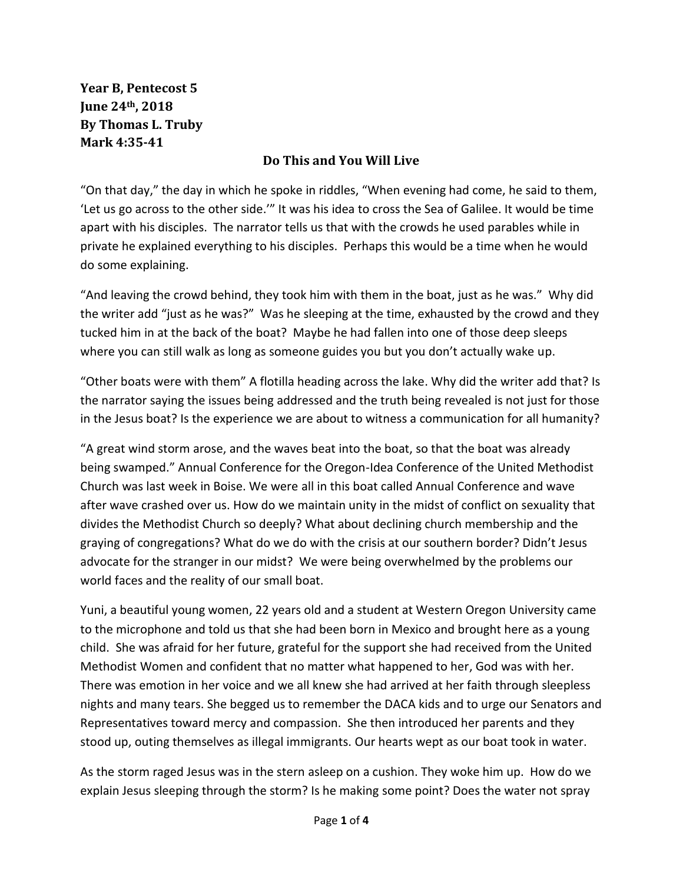**Year B, Pentecost 5**
**June 24th, 2018**
**By Thomas L. Truby**
**Mark 4:35-41**

## Do This and You Will Live

"On that day," the day in which he spoke in riddles, "When evening had come, he said to them, 'Let us go across to the other side.'" It was his idea to cross the Sea of Galilee. It would be time apart with his disciples. The narrator tells us that with the crowds he used parables while in private he explained everything to his disciples. Perhaps this would be a time when he would do some explaining.

"And leaving the crowd behind, they took him with them in the boat, just as he was." Why did the writer add "just as he was?" Was he sleeping at the time, exhausted by the crowd and they tucked him in at the back of the boat? Maybe he had fallen into one of those deep sleeps where you can still walk as long as someone guides you but you don't actually wake up.

"Other boats were with them" A flotilla heading across the lake. Why did the writer add that? Is the narrator saying the issues being addressed and the truth being revealed is not just for those in the Jesus boat? Is the experience we are about to witness a communication for all humanity?

"A great wind storm arose, and the waves beat into the boat, so that the boat was already being swamped." Annual Conference for the Oregon-Idea Conference of the United Methodist Church was last week in Boise. We were all in this boat called Annual Conference and wave after wave crashed over us. How do we maintain unity in the midst of conflict on sexuality that divides the Methodist Church so deeply? What about declining church membership and the graying of congregations? What do we do with the crisis at our southern border? Didn't Jesus advocate for the stranger in our midst? We were being overwhelmed by the problems our world faces and the reality of our small boat.

Yuni, a beautiful young women, 22 years old and a student at Western Oregon University came to the microphone and told us that she had been born in Mexico and brought here as a young child. She was afraid for her future, grateful for the support she had received from the United Methodist Women and confident that no matter what happened to her, God was with her. There was emotion in her voice and we all knew she had arrived at her faith through sleepless nights and many tears. She begged us to remember the DACA kids and to urge our Senators and Representatives toward mercy and compassion. She then introduced her parents and they stood up, outing themselves as illegal immigrants. Our hearts wept as our boat took in water.

As the storm raged Jesus was in the stern asleep on a cushion. They woke him up. How do we explain Jesus sleeping through the storm? Is he making some point? Does the water not spray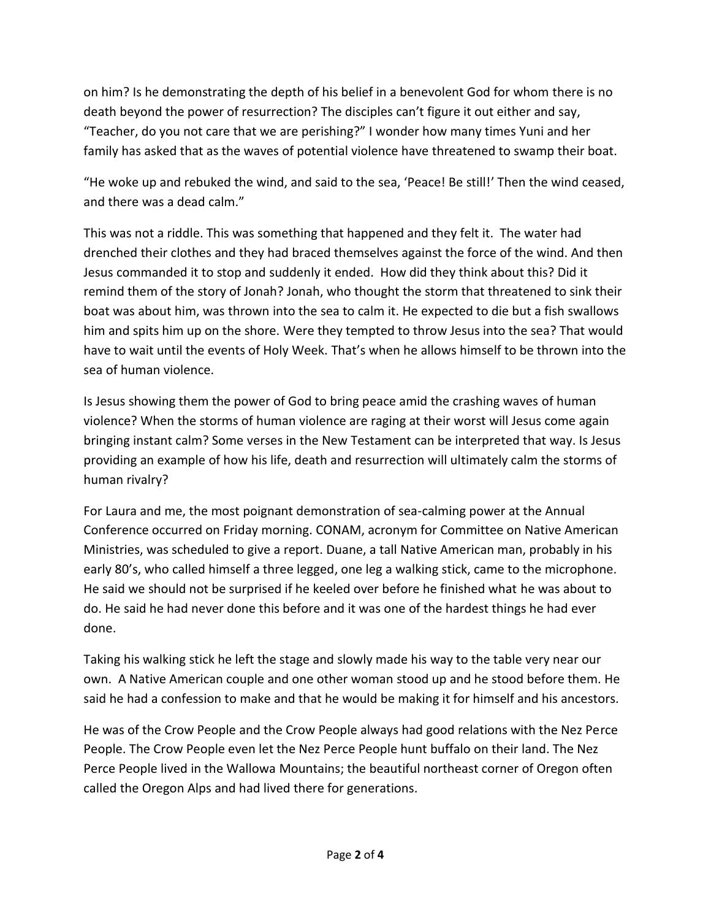on him? Is he demonstrating the depth of his belief in a benevolent God for whom there is no death beyond the power of resurrection? The disciples can't figure it out either and say, "Teacher, do you not care that we are perishing?" I wonder how many times Yuni and her family has asked that as the waves of potential violence have threatened to swamp their boat.

"He woke up and rebuked the wind, and said to the sea, 'Peace! Be still!' Then the wind ceased, and there was a dead calm."

This was not a riddle. This was something that happened and they felt it. The water had drenched their clothes and they had braced themselves against the force of the wind. And then Jesus commanded it to stop and suddenly it ended. How did they think about this? Did it remind them of the story of Jonah? Jonah, who thought the storm that threatened to sink their boat was about him, was thrown into the sea to calm it. He expected to die but a fish swallows him and spits him up on the shore. Were they tempted to throw Jesus into the sea? That would have to wait until the events of Holy Week. That's when he allows himself to be thrown into the sea of human violence.

Is Jesus showing them the power of God to bring peace amid the crashing waves of human violence? When the storms of human violence are raging at their worst will Jesus come again bringing instant calm? Some verses in the New Testament can be interpreted that way. Is Jesus providing an example of how his life, death and resurrection will ultimately calm the storms of human rivalry?

For Laura and me, the most poignant demonstration of sea-calming power at the Annual Conference occurred on Friday morning. CONAM, acronym for Committee on Native American Ministries, was scheduled to give a report. Duane, a tall Native American man, probably in his early 80's, who called himself a three legged, one leg a walking stick, came to the microphone. He said we should not be surprised if he keeled over before he finished what he was about to do. He said he had never done this before and it was one of the hardest things he had ever done.

Taking his walking stick he left the stage and slowly made his way to the table very near our own. A Native American couple and one other woman stood up and he stood before them. He said he had a confession to make and that he would be making it for himself and his ancestors.

He was of the Crow People and the Crow People always had good relations with the Nez Perce People. The Crow People even let the Nez Perce People hunt buffalo on their land. The Nez Perce People lived in the Wallowa Mountains; the beautiful northeast corner of Oregon often called the Oregon Alps and had lived there for generations.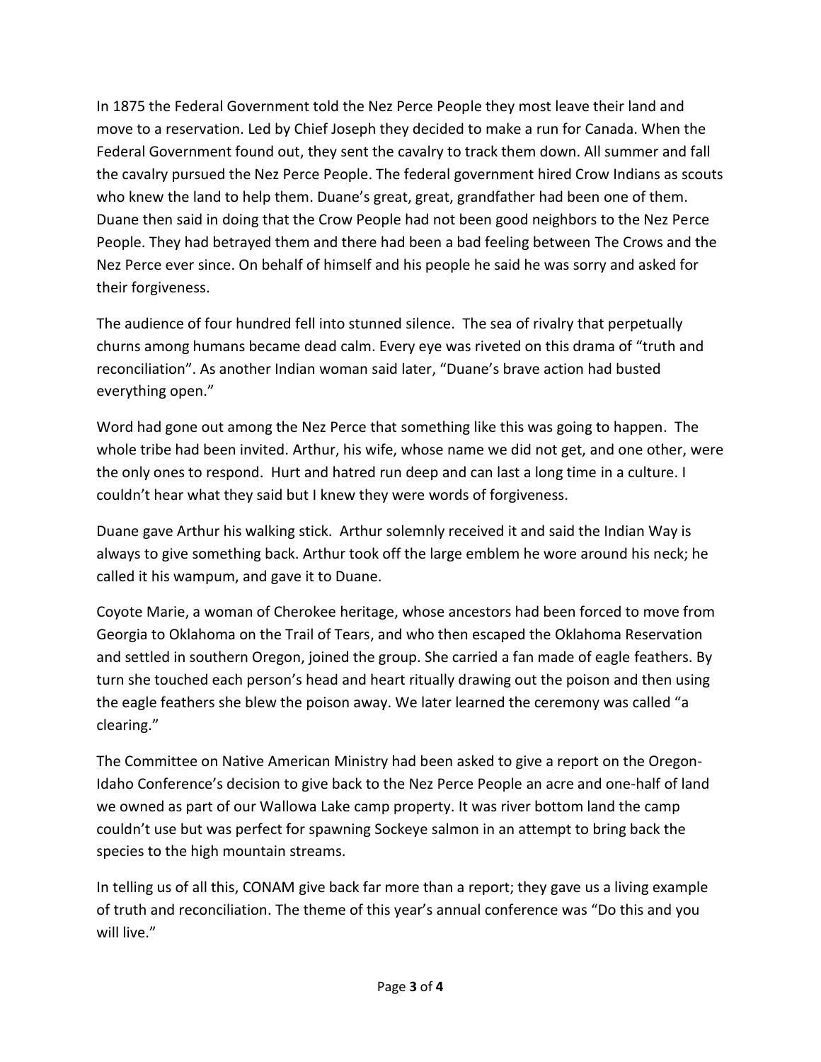In 1875 the Federal Government told the Nez Perce People they most leave their land and move to a reservation. Led by Chief Joseph they decided to make a run for Canada. When the Federal Government found out, they sent the cavalry to track them down. All summer and fall the cavalry pursued the Nez Perce People. The federal government hired Crow Indians as scouts who knew the land to help them. Duane's great, great, grandfather had been one of them. Duane then said in doing that the Crow People had not been good neighbors to the Nez Perce People. They had betrayed them and there had been a bad feeling between The Crows and the Nez Perce ever since. On behalf of himself and his people he said he was sorry and asked for their forgiveness.

The audience of four hundred fell into stunned silence. The sea of rivalry that perpetually churns among humans became dead calm. Every eye was riveted on this drama of "truth and reconciliation". As another Indian woman said later, "Duane's brave action had busted everything open."

Word had gone out among the Nez Perce that something like this was going to happen. The whole tribe had been invited. Arthur, his wife, whose name we did not get, and one other, were the only ones to respond. Hurt and hatred run deep and can last a long time in a culture. I couldn't hear what they said but I knew they were words of forgiveness.

Duane gave Arthur his walking stick. Arthur solemnly received it and said the Indian Way is always to give something back. Arthur took off the large emblem he wore around his neck; he called it his wampum, and gave it to Duane.

Coyote Marie, a woman of Cherokee heritage, whose ancestors had been forced to move from Georgia to Oklahoma on the Trail of Tears, and who then escaped the Oklahoma Reservation and settled in southern Oregon, joined the group. She carried a fan made of eagle feathers. By turn she touched each person's head and heart ritually drawing out the poison and then using the eagle feathers she blew the poison away. We later learned the ceremony was called "a clearing."

The Committee on Native American Ministry had been asked to give a report on the Oregon-Idaho Conference's decision to give back to the Nez Perce People an acre and one-half of land we owned as part of our Wallowa Lake camp property. It was river bottom land the camp couldn't use but was perfect for spawning Sockeye salmon in an attempt to bring back the species to the high mountain streams.

In telling us of all this, CONAM give back far more than a report; they gave us a living example of truth and reconciliation. The theme of this year's annual conference was "Do this and you will live."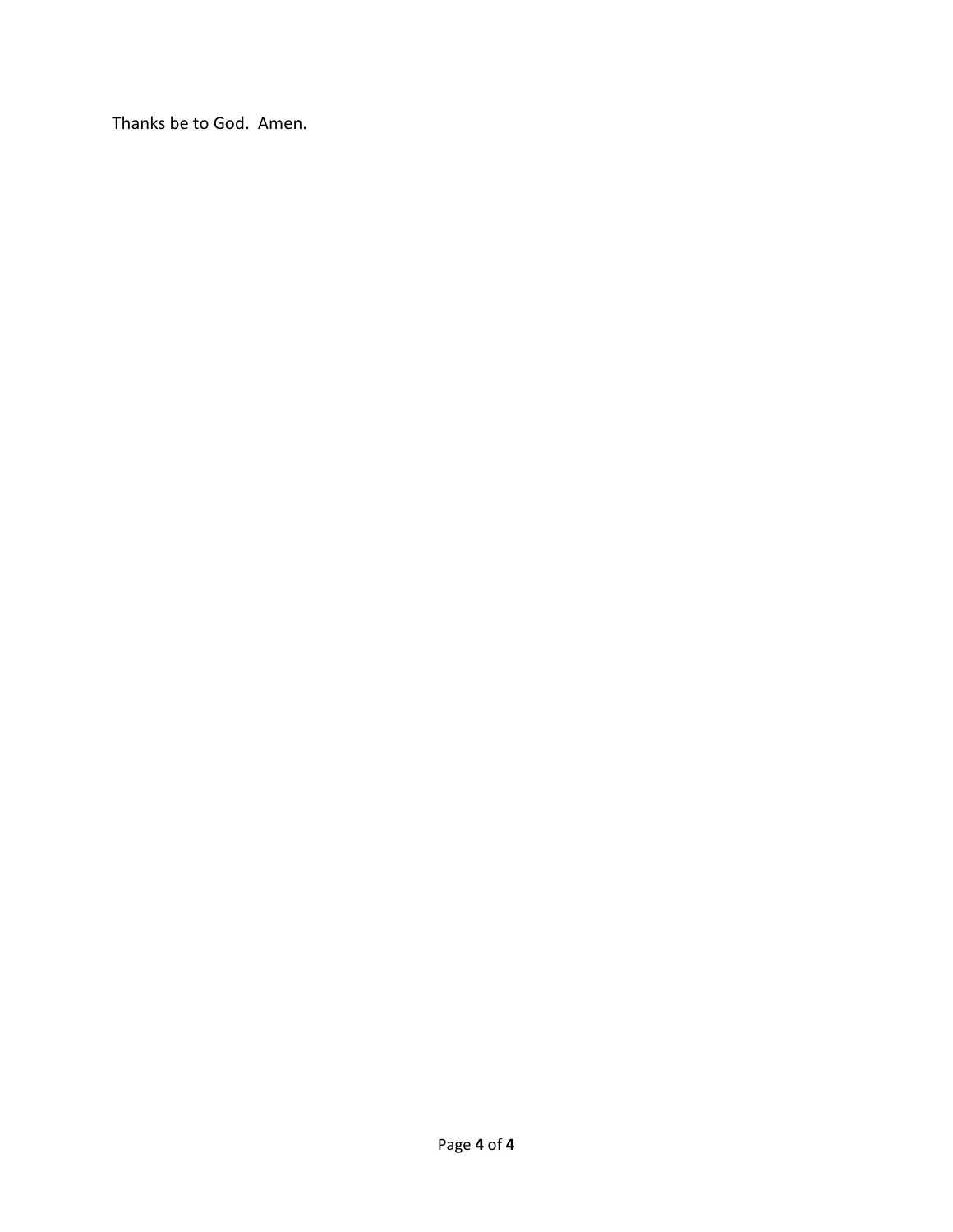Thanks be to God.  Amen.